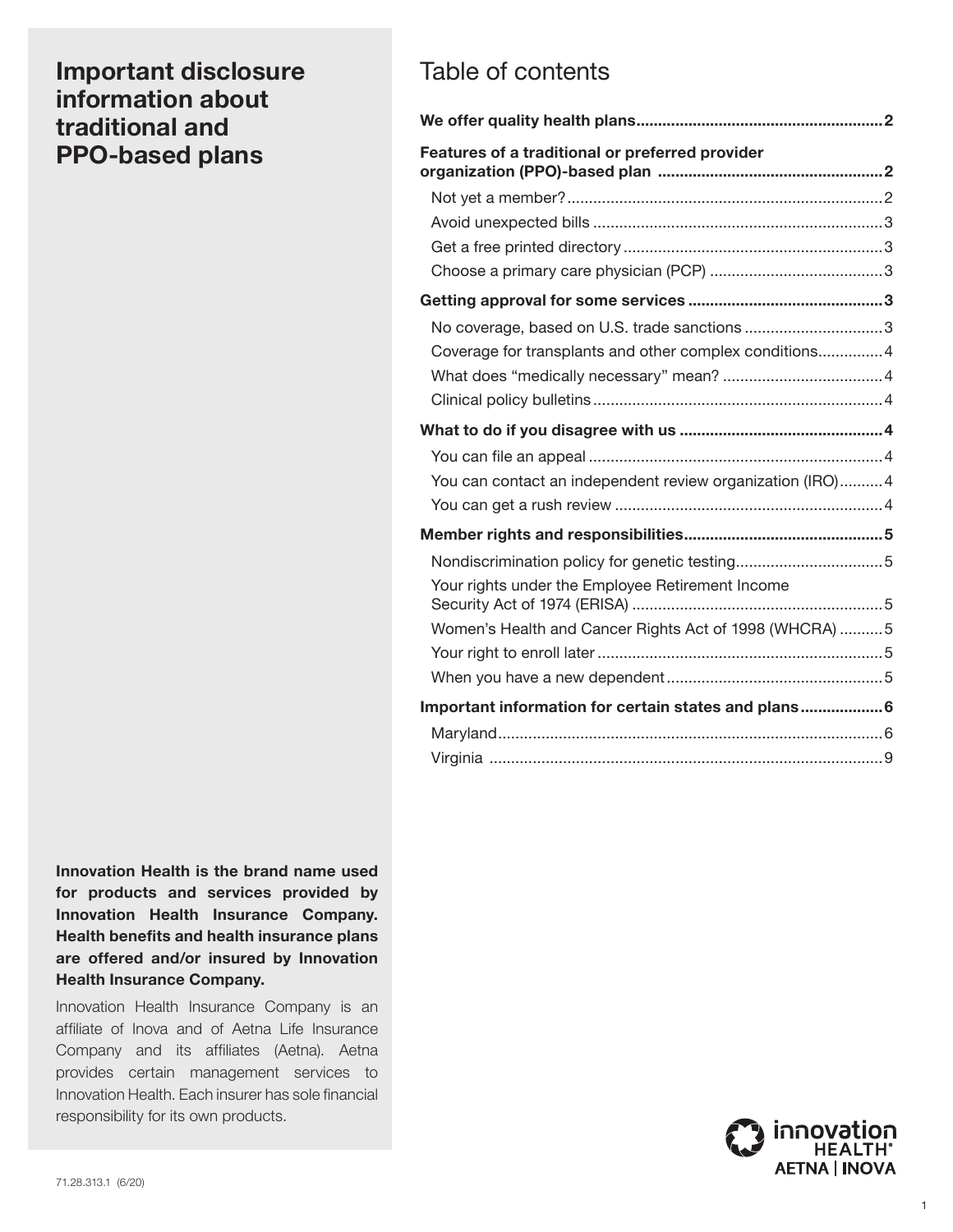# Important disclosure information about traditional and PPO-based plans

## Table of contents

**We offer quality health plans** ........ **2**

**Features of a traditional or preferred provider organization (PPO)-based plan** ........ **2**

- Not yet a member? ........ 2
- Avoid unexpected bills ........ 3
- Get a free printed directory ........ 3
- Choose a primary care physician (PCP) ........ 3

**Getting approval for some services** ........ **3**

- No coverage, based on U.S. trade sanctions ........ 3
- Coverage for transplants and other complex conditions ........ 4
- What does "medically necessary" mean? ........ 4
- Clinical policy bulletins ........ 4

**What to do if you disagree with us** ........ **4**

- You can file an appeal ........ 4
- You can contact an independent review organization (IRO) ........ 4
- You can get a rush review ........ 4

**Member rights and responsibilities** ........ **5**

- Nondiscrimination policy for genetic testing ........ 5
- Your rights under the Employee Retirement Income Security Act of 1974 (ERISA) ........ 5
- Women's Health and Cancer Rights Act of 1998 (WHCRA) ........ 5
- Your right to enroll later ........ 5
- When you have a new dependent ........ 5

**Important information for certain states and plans** ........ **6**

- Maryland ........ 6
- Virginia ........ 9

**Innovation Health is the brand name used for products and services provided by Innovation Health Insurance Company. Health benefits and health insurance plans are offered and/or insured by Innovation Health Insurance Company.**

Innovation Health Insurance Company is an affiliate of Inova and of Aetna Life Insurance Company and its affiliates (Aetna). Aetna provides certain management services to Innovation Health. Each insurer has sole financial responsibility for its own products.

71.28.313.1 (6/20)

innovation HEALTH® AETNA | INOVA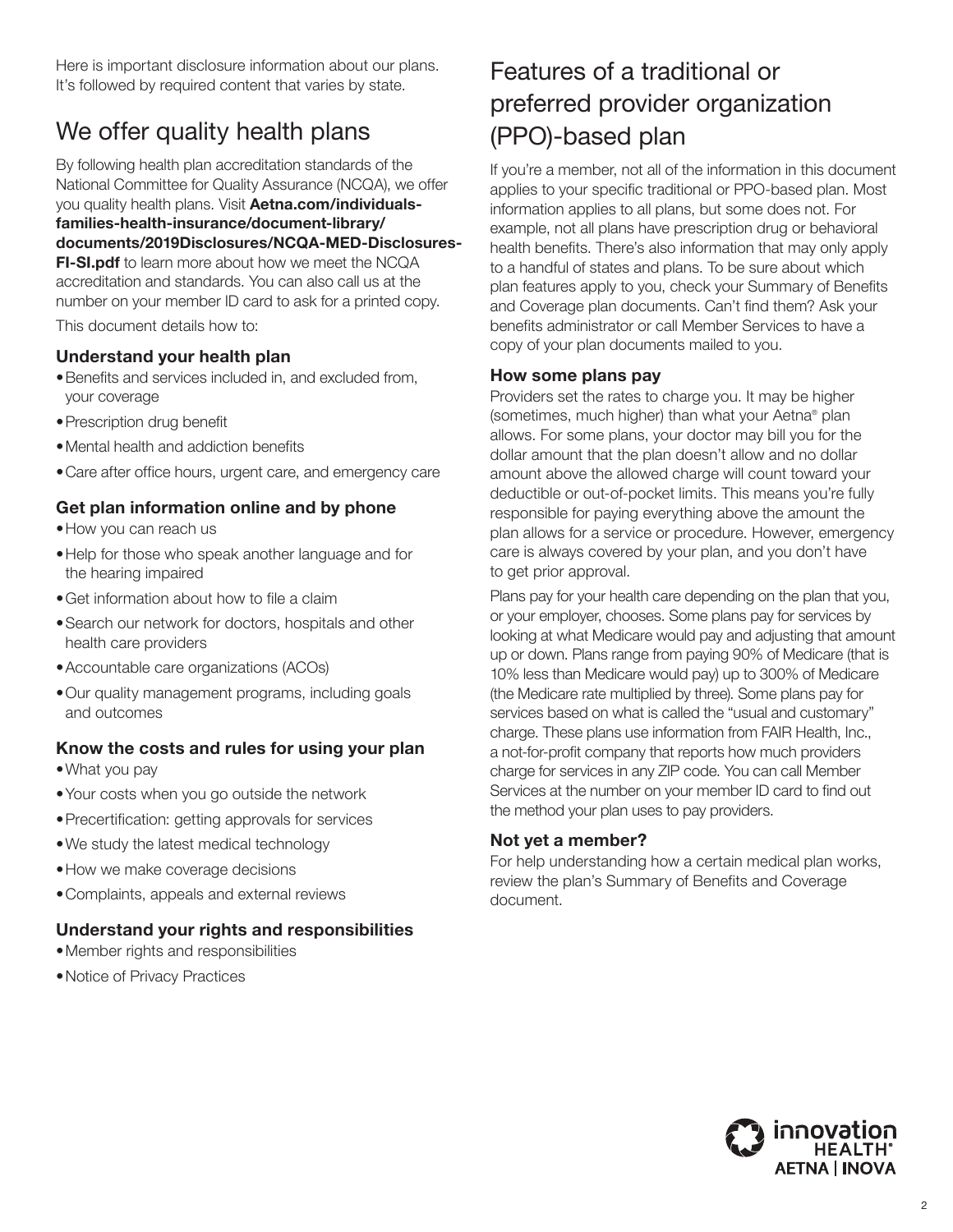Here is important disclosure information about our plans. It's followed by required content that varies by state.

## We offer quality health plans

By following health plan accreditation standards of the National Committee for Quality Assurance (NCQA), we offer you quality health plans. Visit **Aetna.com/individuals-families-health-insurance/document-library/documents/2019Disclosures/NCQA-MED-Disclosures-FI-SI.pdf** to learn more about how we meet the NCQA accreditation and standards. You can also call us at the number on your member ID card to ask for a printed copy.

This document details how to:

### Understand your health plan

- Benefits and services included in, and excluded from, your coverage
- Prescription drug benefit
- Mental health and addiction benefits
- Care after office hours, urgent care, and emergency care

### Get plan information online and by phone

- How you can reach us
- Help for those who speak another language and for the hearing impaired
- Get information about how to file a claim
- Search our network for doctors, hospitals and other health care providers
- Accountable care organizations (ACOs)
- Our quality management programs, including goals and outcomes

### Know the costs and rules for using your plan

- What you pay
- Your costs when you go outside the network
- Precertification: getting approvals for services
- We study the latest medical technology
- How we make coverage decisions
- Complaints, appeals and external reviews

### Understand your rights and responsibilities

- Member rights and responsibilities
- Notice of Privacy Practices

## Features of a traditional or preferred provider organization (PPO)-based plan

If you're a member, not all of the information in this document applies to your specific traditional or PPO-based plan. Most information applies to all plans, but some does not. For example, not all plans have prescription drug or behavioral health benefits. There's also information that may only apply to a handful of states and plans. To be sure about which plan features apply to you, check your Summary of Benefits and Coverage plan documents. Can't find them? Ask your benefits administrator or call Member Services to have a copy of your plan documents mailed to you.

### How some plans pay

Providers set the rates to charge you. It may be higher (sometimes, much higher) than what your Aetna® plan allows. For some plans, your doctor may bill you for the dollar amount that the plan doesn't allow and no dollar amount above the allowed charge will count toward your deductible or out-of-pocket limits. This means you're fully responsible for paying everything above the amount the plan allows for a service or procedure. However, emergency care is always covered by your plan, and you don't have to get prior approval.

Plans pay for your health care depending on the plan that you, or your employer, chooses. Some plans pay for services by looking at what Medicare would pay and adjusting that amount up or down. Plans range from paying 90% of Medicare (that is 10% less than Medicare would pay) up to 300% of Medicare (the Medicare rate multiplied by three). Some plans pay for services based on what is called the "usual and customary" charge. These plans use information from FAIR Health, Inc., a not-for-profit company that reports how much providers charge for services in any ZIP code. You can call Member Services at the number on your member ID card to find out the method your plan uses to pay providers.

### Not yet a member?

For help understanding how a certain medical plan works, review the plan's Summary of Benefits and Coverage document.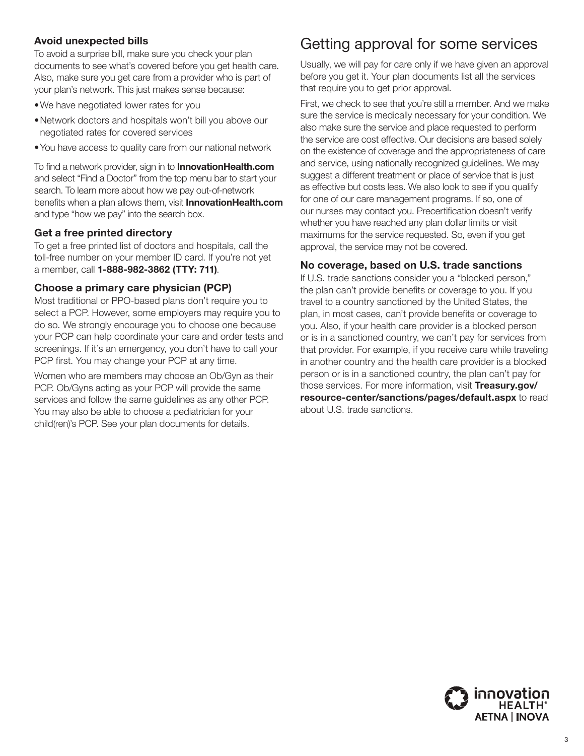### Avoid unexpected bills

To avoid a surprise bill, make sure you check your plan documents to see what's covered before you get health care. Also, make sure you get care from a provider who is part of your plan's network. This just makes sense because:

- We have negotiated lower rates for you
- Network doctors and hospitals won't bill you above our negotiated rates for covered services
- You have access to quality care from our national network

To find a network provider, sign in to **InnovationHealth.com** and select "Find a Doctor" from the top menu bar to start your search. To learn more about how we pay out-of-network benefits when a plan allows them, visit **InnovationHealth.com** and type "how we pay" into the search box.

### Get a free printed directory

To get a free printed list of doctors and hospitals, call the toll-free number on your member ID card. If you're not yet a member, call **1-888-982-3862 (TTY: 711)**.

### Choose a primary care physician (PCP)

Most traditional or PPO-based plans don't require you to select a PCP. However, some employers may require you to do so. We strongly encourage you to choose one because your PCP can help coordinate your care and order tests and screenings. If it's an emergency, you don't have to call your PCP first. You may change your PCP at any time.

Women who are members may choose an Ob/Gyn as their PCP. Ob/Gyns acting as your PCP will provide the same services and follow the same guidelines as any other PCP. You may also be able to choose a pediatrician for your child(ren)'s PCP. See your plan documents for details.

## Getting approval for some services

Usually, we will pay for care only if we have given an approval before you get it. Your plan documents list all the services that require you to get prior approval.

First, we check to see that you're still a member. And we make sure the service is medically necessary for your condition. We also make sure the service and place requested to perform the service are cost effective. Our decisions are based solely on the existence of coverage and the appropriateness of care and service, using nationally recognized guidelines. We may suggest a different treatment or place of service that is just as effective but costs less. We also look to see if you qualify for one of our care management programs. If so, one of our nurses may contact you. Precertification doesn't verify whether you have reached any plan dollar limits or visit maximums for the service requested. So, even if you get approval, the service may not be covered.

### No coverage, based on U.S. trade sanctions

If U.S. trade sanctions consider you a "blocked person," the plan can't provide benefits or coverage to you. If you travel to a country sanctioned by the United States, the plan, in most cases, can't provide benefits or coverage to you. Also, if your health care provider is a blocked person or is in a sanctioned country, we can't pay for services from that provider. For example, if you receive care while traveling in another country and the health care provider is a blocked person or is in a sanctioned country, the plan can't pay for those services. For more information, visit **Treasury.gov/resource-center/sanctions/pages/default.aspx** to read about U.S. trade sanctions.

innovation HEALTH®
AETNA | INOVA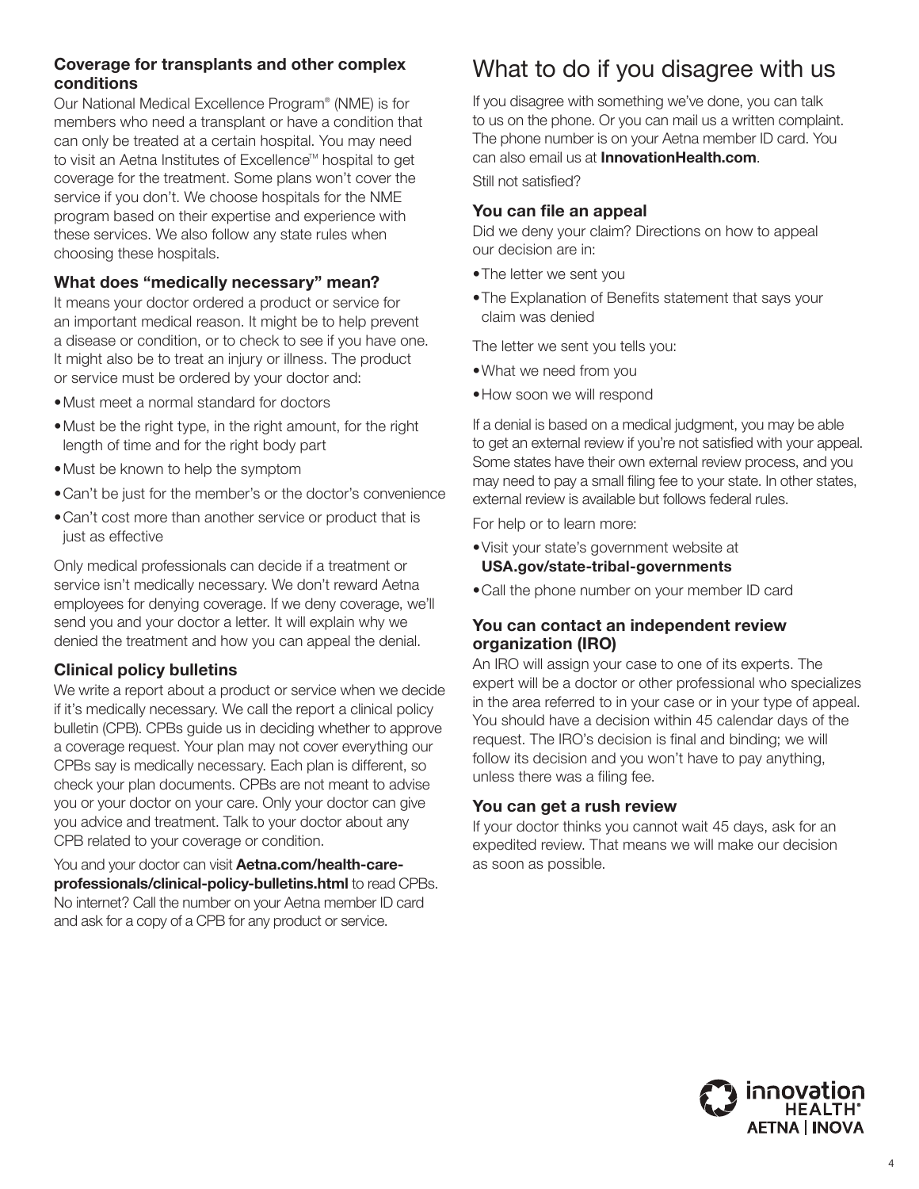### Coverage for transplants and other complex conditions

Our National Medical Excellence Program® (NME) is for members who need a transplant or have a condition that can only be treated at a certain hospital. You may need to visit an Aetna Institutes of Excellence™ hospital to get coverage for the treatment. Some plans won't cover the service if you don't. We choose hospitals for the NME program based on their expertise and experience with these services. We also follow any state rules when choosing these hospitals.

### What does "medically necessary" mean?

It means your doctor ordered a product or service for an important medical reason. It might be to help prevent a disease or condition, or to check to see if you have one. It might also be to treat an injury or illness. The product or service must be ordered by your doctor and:

- Must meet a normal standard for doctors
- Must be the right type, in the right amount, for the right length of time and for the right body part
- Must be known to help the symptom
- Can't be just for the member's or the doctor's convenience
- Can't cost more than another service or product that is just as effective

Only medical professionals can decide if a treatment or service isn't medically necessary. We don't reward Aetna employees for denying coverage. If we deny coverage, we'll send you and your doctor a letter. It will explain why we denied the treatment and how you can appeal the denial.

### Clinical policy bulletins

We write a report about a product or service when we decide if it's medically necessary. We call the report a clinical policy bulletin (CPB). CPBs guide us in deciding whether to approve a coverage request. Your plan may not cover everything our CPBs say is medically necessary. Each plan is different, so check your plan documents. CPBs are not meant to advise you or your doctor on your care. Only your doctor can give you advice and treatment. Talk to your doctor about any CPB related to your coverage or condition.

You and your doctor can visit **Aetna.com/health-care-professionals/clinical-policy-bulletins.html** to read CPBs. No internet? Call the number on your Aetna member ID card and ask for a copy of a CPB for any product or service.

## What to do if you disagree with us

If you disagree with something we've done, you can talk to us on the phone. Or you can mail us a written complaint. The phone number is on your Aetna member ID card. You can also email us at **InnovationHealth.com**.

Still not satisfied?

### You can file an appeal

Did we deny your claim? Directions on how to appeal our decision are in:

- The letter we sent you
- The Explanation of Benefits statement that says your claim was denied

The letter we sent you tells you:

- What we need from you
- How soon we will respond

If a denial is based on a medical judgment, you may be able to get an external review if you're not satisfied with your appeal. Some states have their own external review process, and you may need to pay a small filing fee to your state. In other states, external review is available but follows federal rules.

For help or to learn more:

- Visit your state's government website at **USA.gov/state-tribal-governments**
- Call the phone number on your member ID card

### You can contact an independent review organization (IRO)

An IRO will assign your case to one of its experts. The expert will be a doctor or other professional who specializes in the area referred to in your case or in your type of appeal. You should have a decision within 45 calendar days of the request. The IRO's decision is final and binding; we will follow its decision and you won't have to pay anything, unless there was a filing fee.

### You can get a rush review

If your doctor thinks you cannot wait 45 days, ask for an expedited review. That means we will make our decision as soon as possible.

innovation HEALTH®
AETNA | INOVA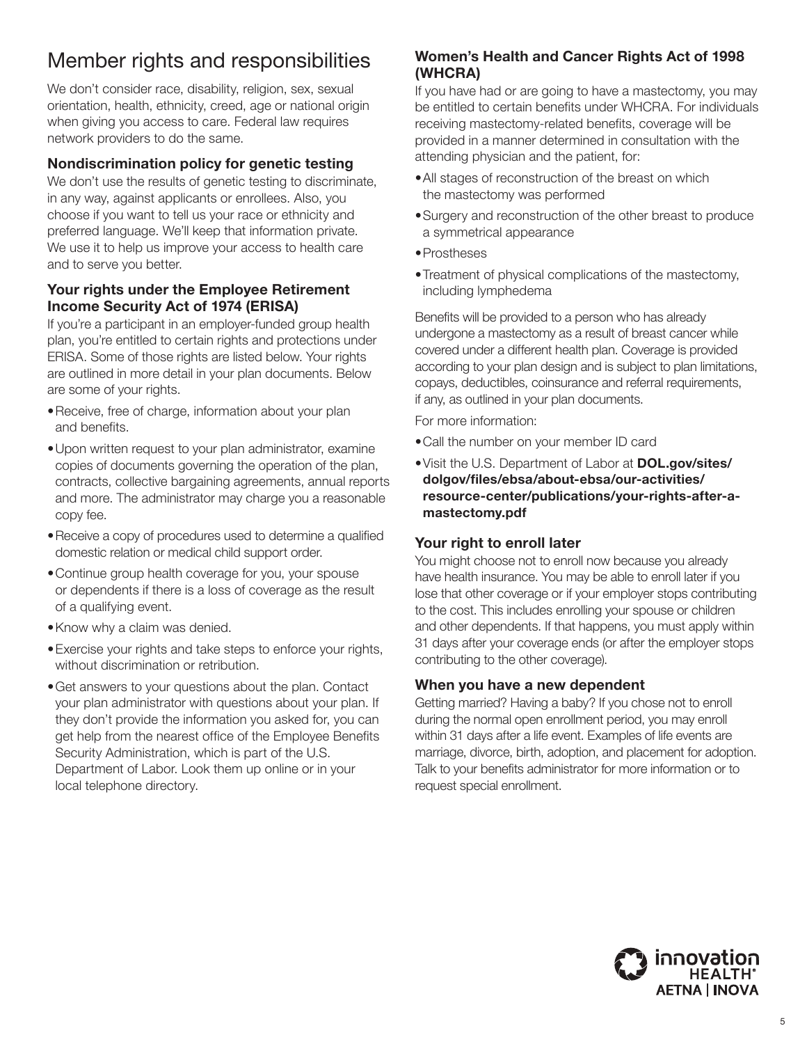# Member rights and responsibilities

We don't consider race, disability, religion, sex, sexual orientation, health, ethnicity, creed, age or national origin when giving you access to care. Federal law requires network providers to do the same.

### Nondiscrimination policy for genetic testing

We don't use the results of genetic testing to discriminate, in any way, against applicants or enrollees. Also, you choose if you want to tell us your race or ethnicity and preferred language. We'll keep that information private. We use it to help us improve your access to health care and to serve you better.

### Your rights under the Employee Retirement Income Security Act of 1974 (ERISA)

If you're a participant in an employer-funded group health plan, you're entitled to certain rights and protections under ERISA. Some of those rights are listed below. Your rights are outlined in more detail in your plan documents. Below are some of your rights.

- Receive, free of charge, information about your plan and benefits.
- Upon written request to your plan administrator, examine copies of documents governing the operation of the plan, contracts, collective bargaining agreements, annual reports and more. The administrator may charge you a reasonable copy fee.
- Receive a copy of procedures used to determine a qualified domestic relation or medical child support order.
- Continue group health coverage for you, your spouse or dependents if there is a loss of coverage as the result of a qualifying event.
- Know why a claim was denied.
- Exercise your rights and take steps to enforce your rights, without discrimination or retribution.
- Get answers to your questions about the plan. Contact your plan administrator with questions about your plan. If they don't provide the information you asked for, you can get help from the nearest office of the Employee Benefits Security Administration, which is part of the U.S. Department of Labor. Look them up online or in your local telephone directory.

### Women's Health and Cancer Rights Act of 1998 (WHCRA)

If you have had or are going to have a mastectomy, you may be entitled to certain benefits under WHCRA. For individuals receiving mastectomy-related benefits, coverage will be provided in a manner determined in consultation with the attending physician and the patient, for:

- All stages of reconstruction of the breast on which the mastectomy was performed
- Surgery and reconstruction of the other breast to produce a symmetrical appearance
- Prostheses
- Treatment of physical complications of the mastectomy, including lymphedema

Benefits will be provided to a person who has already undergone a mastectomy as a result of breast cancer while covered under a different health plan. Coverage is provided according to your plan design and is subject to plan limitations, copays, deductibles, coinsurance and referral requirements, if any, as outlined in your plan documents.

For more information:

- Call the number on your member ID card
- Visit the U.S. Department of Labor at **DOL.gov/sites/dolgov/files/ebsa/about-ebsa/our-activities/resource-center/publications/your-rights-after-a-mastectomy.pdf**

### Your right to enroll later

You might choose not to enroll now because you already have health insurance. You may be able to enroll later if you lose that other coverage or if your employer stops contributing to the cost. This includes enrolling your spouse or children and other dependents. If that happens, you must apply within 31 days after your coverage ends (or after the employer stops contributing to the other coverage).

### When you have a new dependent

Getting married? Having a baby? If you chose not to enroll during the normal open enrollment period, you may enroll within 31 days after a life event. Examples of life events are marriage, divorce, birth, adoption, and placement for adoption. Talk to your benefits administrator for more information or to request special enrollment.

innovation HEALTH® AETNA | INOVA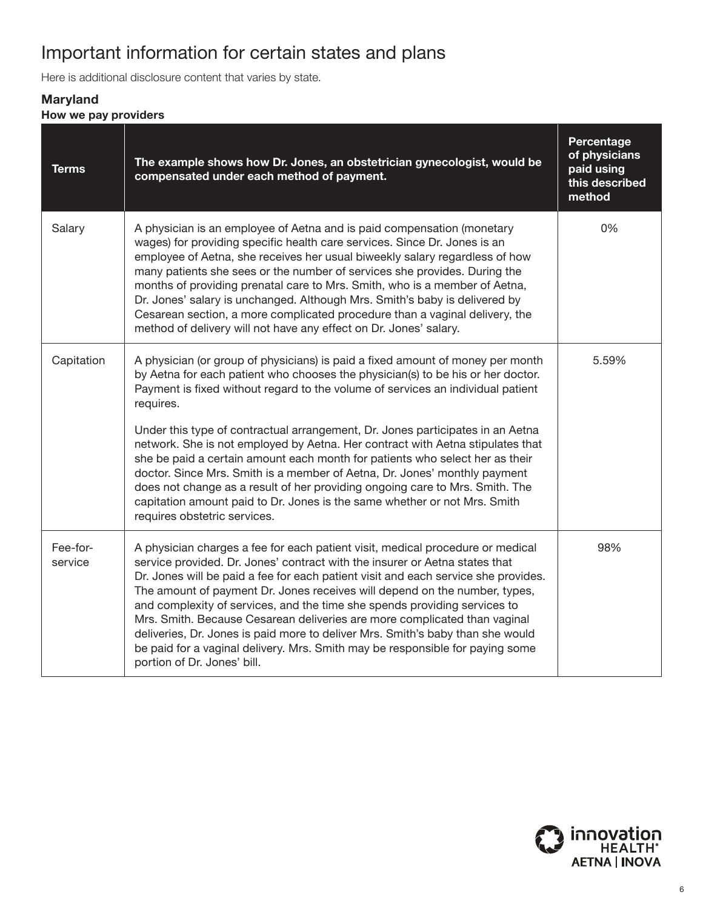# Important information for certain states and plans

Here is additional disclosure content that varies by state.

### Maryland

**How we pay providers**

| Terms | The example shows how Dr. Jones, an obstetrician gynecologist, would be compensated under each method of payment. | Percentage of physicians paid using this described method |
|---|---|---|
| Salary | A physician is an employee of Aetna and is paid compensation (monetary wages) for providing specific health care services. Since Dr. Jones is an employee of Aetna, she receives her usual biweekly salary regardless of how many patients she sees or the number of services she provides. During the months of providing prenatal care to Mrs. Smith, who is a member of Aetna, Dr. Jones' salary is unchanged. Although Mrs. Smith's baby is delivered by Cesarean section, a more complicated procedure than a vaginal delivery, the method of delivery will not have any effect on Dr. Jones' salary. | 0% |
| Capitation | A physician (or group of physicians) is paid a fixed amount of money per month by Aetna for each patient who chooses the physician(s) to be his or her doctor. Payment is fixed without regard to the volume of services an individual patient requires.<br><br>Under this type of contractual arrangement, Dr. Jones participates in an Aetna network. She is not employed by Aetna. Her contract with Aetna stipulates that she be paid a certain amount each month for patients who select her as their doctor. Since Mrs. Smith is a member of Aetna, Dr. Jones' monthly payment does not change as a result of her providing ongoing care to Mrs. Smith. The capitation amount paid to Dr. Jones is the same whether or not Mrs. Smith requires obstetric services. | 5.59% |
| Fee-for-service | A physician charges a fee for each patient visit, medical procedure or medical service provided. Dr. Jones' contract with the insurer or Aetna states that Dr. Jones will be paid a fee for each patient visit and each service she provides. The amount of payment Dr. Jones receives will depend on the number, types, and complexity of services, and the time she spends providing services to Mrs. Smith. Because Cesarean deliveries are more complicated than vaginal deliveries, Dr. Jones is paid more to deliver Mrs. Smith's baby than she would be paid for a vaginal delivery. Mrs. Smith may be responsible for paying some portion of Dr. Jones' bill. | 98% |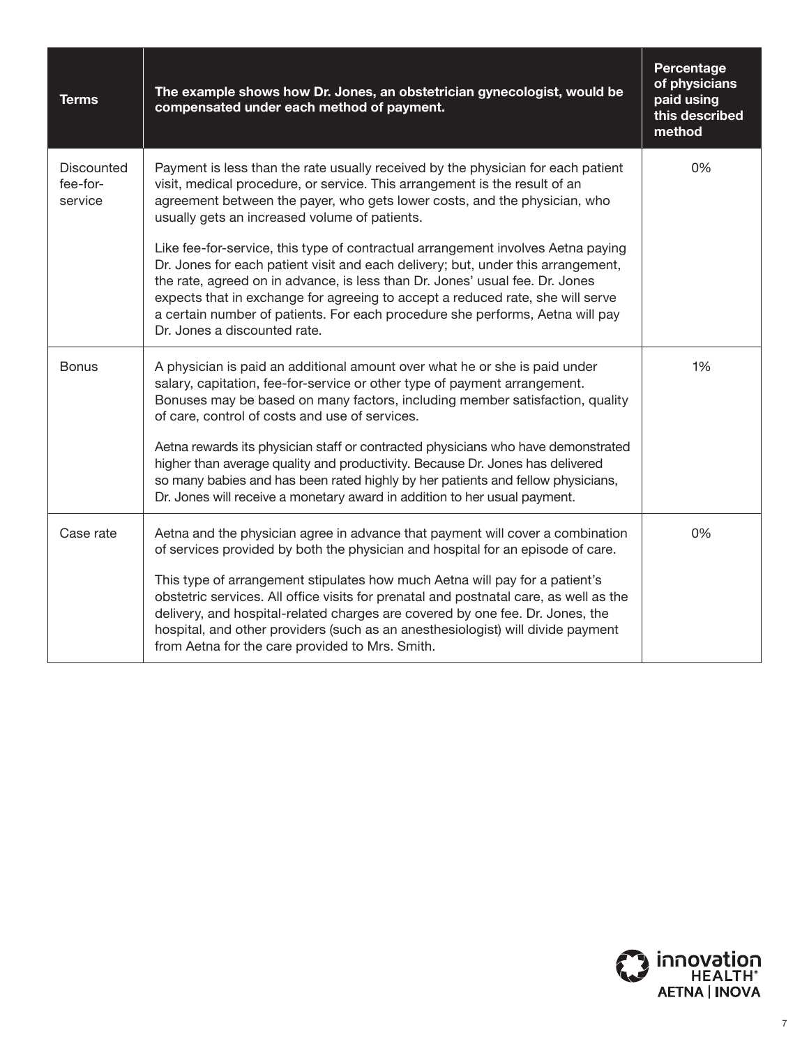| Terms | The example shows how Dr. Jones, an obstetrician gynecologist, would be compensated under each method of payment. | Percentage of physicians paid using this described method |
|---|---|---|
| Discounted fee-for-service | Payment is less than the rate usually received by the physician for each patient visit, medical procedure, or service. This arrangement is the result of an agreement between the payer, who gets lower costs, and the physician, who usually gets an increased volume of patients.<br><br>Like fee-for-service, this type of contractual arrangement involves Aetna paying Dr. Jones for each patient visit and each delivery; but, under this arrangement, the rate, agreed on in advance, is less than Dr. Jones' usual fee. Dr. Jones expects that in exchange for agreeing to accept a reduced rate, she will serve a certain number of patients. For each procedure she performs, Aetna will pay Dr. Jones a discounted rate. | 0% |
| Bonus | A physician is paid an additional amount over what he or she is paid under salary, capitation, fee-for-service or other type of payment arrangement. Bonuses may be based on many factors, including member satisfaction, quality of care, control of costs and use of services.<br><br>Aetna rewards its physician staff or contracted physicians who have demonstrated higher than average quality and productivity. Because Dr. Jones has delivered so many babies and has been rated highly by her patients and fellow physicians, Dr. Jones will receive a monetary award in addition to her usual payment. | 1% |
| Case rate | Aetna and the physician agree in advance that payment will cover a combination of services provided by both the physician and hospital for an episode of care.<br><br>This type of arrangement stipulates how much Aetna will pay for a patient's obstetric services. All office visits for prenatal and postnatal care, as well as the delivery, and hospital-related charges are covered by one fee. Dr. Jones, the hospital, and other providers (such as an anesthesiologist) will divide payment from Aetna for the care provided to Mrs. Smith. | 0% |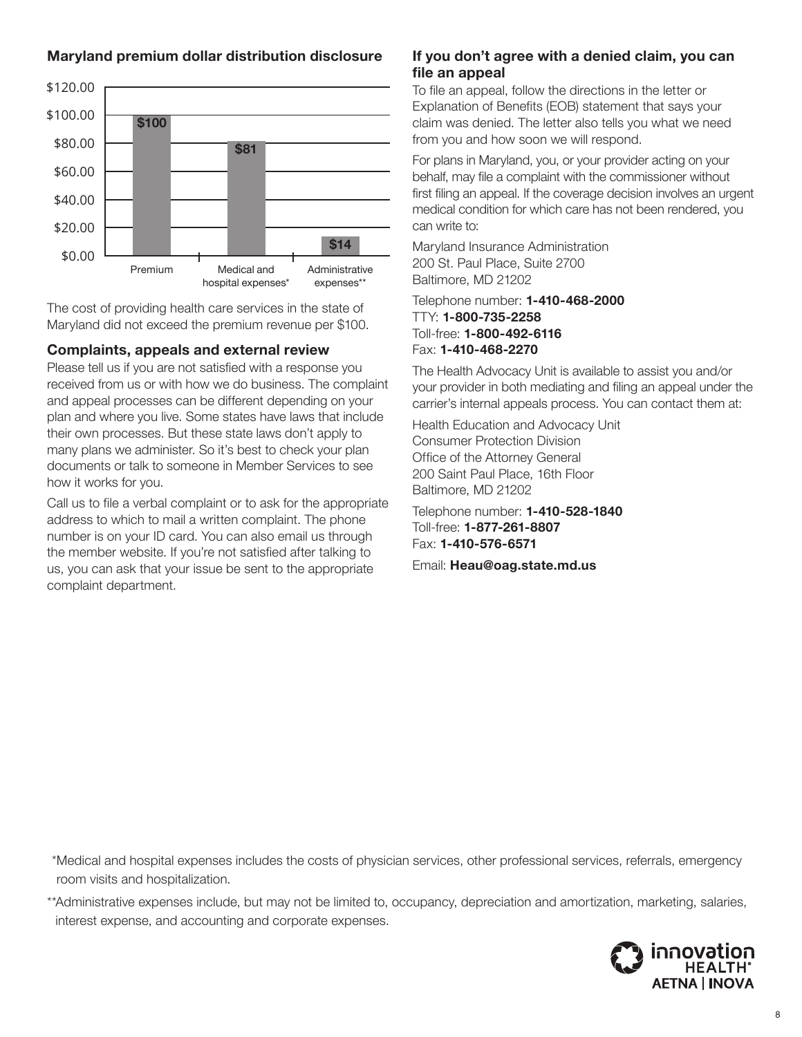## Maryland premium dollar distribution disclosure

$120.00
$100.00
$80.00
$60.00
$40.00
$20.00
$0.00

$100
$81
$14

Premium
Medical and hospital expenses*
Administrative expenses**

The cost of providing health care services in the state of Maryland did not exceed the premium revenue per $100.

## Complaints, appeals and external review

Please tell us if you are not satisfied with a response you received from us or with how we do business. The complaint and appeal processes can be different depending on your plan and where you live. Some states have laws that include their own processes. But these state laws don't apply to many plans we administer. So it's best to check your plan documents or talk to someone in Member Services to see how it works for you.

Call us to file a verbal complaint or to ask for the appropriate address to which to mail a written complaint. The phone number is on your ID card. You can also email us through the member website. If you're not satisfied after talking to us, you can ask that your issue be sent to the appropriate complaint department.

## If you don't agree with a denied claim, you can file an appeal

To file an appeal, follow the directions in the letter or Explanation of Benefits (EOB) statement that says your claim was denied. The letter also tells you what we need from you and how soon we will respond.

For plans in Maryland, you, or your provider acting on your behalf, may file a complaint with the commissioner without first filing an appeal. If the coverage decision involves an urgent medical condition for which care has not been rendered, you can write to:

Maryland Insurance Administration
200 St. Paul Place, Suite 2700
Baltimore, MD 21202

Telephone number: **1-410-468-2000**
TTY: **1-800-735-2258**
Toll-free: **1-800-492-6116**
Fax: **1-410-468-2270**

The Health Advocacy Unit is available to assist you and/or your provider in both mediating and filing an appeal under the carrier's internal appeals process. You can contact them at:

Health Education and Advocacy Unit
Consumer Protection Division
Office of the Attorney General
200 Saint Paul Place, 16th Floor
Baltimore, MD 21202

Telephone number: **1-410-528-1840**
Toll-free: **1-877-261-8807**
Fax: **1-410-576-6571**

Email: **Heau@oag.state.md.us**

*Medical and hospital expenses includes the costs of physician services, other professional services, referrals, emergency room visits and hospitalization.

**Administrative expenses include, but may not be limited to, occupancy, depreciation and amortization, marketing, salaries, interest expense, and accounting and corporate expenses.

innovation HEALTH®
AETNA | INOVA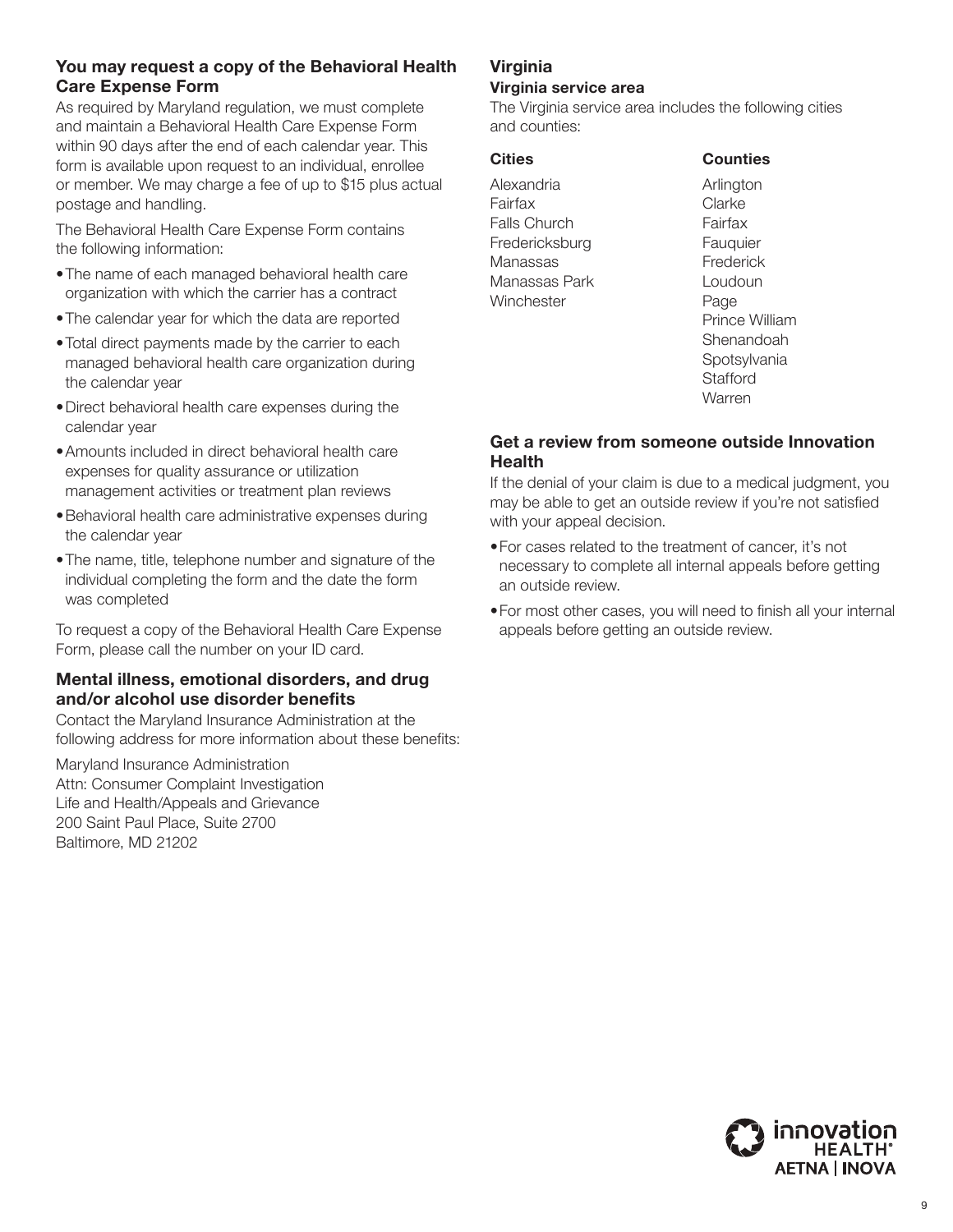## You may request a copy of the Behavioral Health Care Expense Form

As required by Maryland regulation, we must complete and maintain a Behavioral Health Care Expense Form within 90 days after the end of each calendar year. This form is available upon request to an individual, enrollee or member. We may charge a fee of up to $15 plus actual postage and handling.

The Behavioral Health Care Expense Form contains the following information:

- The name of each managed behavioral health care organization with which the carrier has a contract
- The calendar year for which the data are reported
- Total direct payments made by the carrier to each managed behavioral health care organization during the calendar year
- Direct behavioral health care expenses during the calendar year
- Amounts included in direct behavioral health care expenses for quality assurance or utilization management activities or treatment plan reviews
- Behavioral health care administrative expenses during the calendar year
- The name, title, telephone number and signature of the individual completing the form and the date the form was completed

To request a copy of the Behavioral Health Care Expense Form, please call the number on your ID card.

## Mental illness, emotional disorders, and drug and/or alcohol use disorder benefits

Contact the Maryland Insurance Administration at the following address for more information about these benefits:

Maryland Insurance Administration
Attn: Consumer Complaint Investigation
Life and Health/Appeals and Grievance
200 Saint Paul Place, Suite 2700
Baltimore, MD 21202

## Virginia

### Virginia service area

The Virginia service area includes the following cities and counties:

| Cities | Counties |
|---|---|
| Alexandria | Arlington |
| Fairfax | Clarke |
| Falls Church | Fairfax |
| Fredericksburg | Fauquier |
| Manassas | Frederick |
| Manassas Park | Loudoun |
| Winchester | Page |
| | Prince William |
| | Shenandoah |
| | Spotsylvania |
| | Stafford |
| | Warren |

## Get a review from someone outside Innovation Health

If the denial of your claim is due to a medical judgment, you may be able to get an outside review if you're not satisfied with your appeal decision.

- For cases related to the treatment of cancer, it's not necessary to complete all internal appeals before getting an outside review.
- For most other cases, you will need to finish all your internal appeals before getting an outside review.

innovation HEALTH®
AETNA | INOVA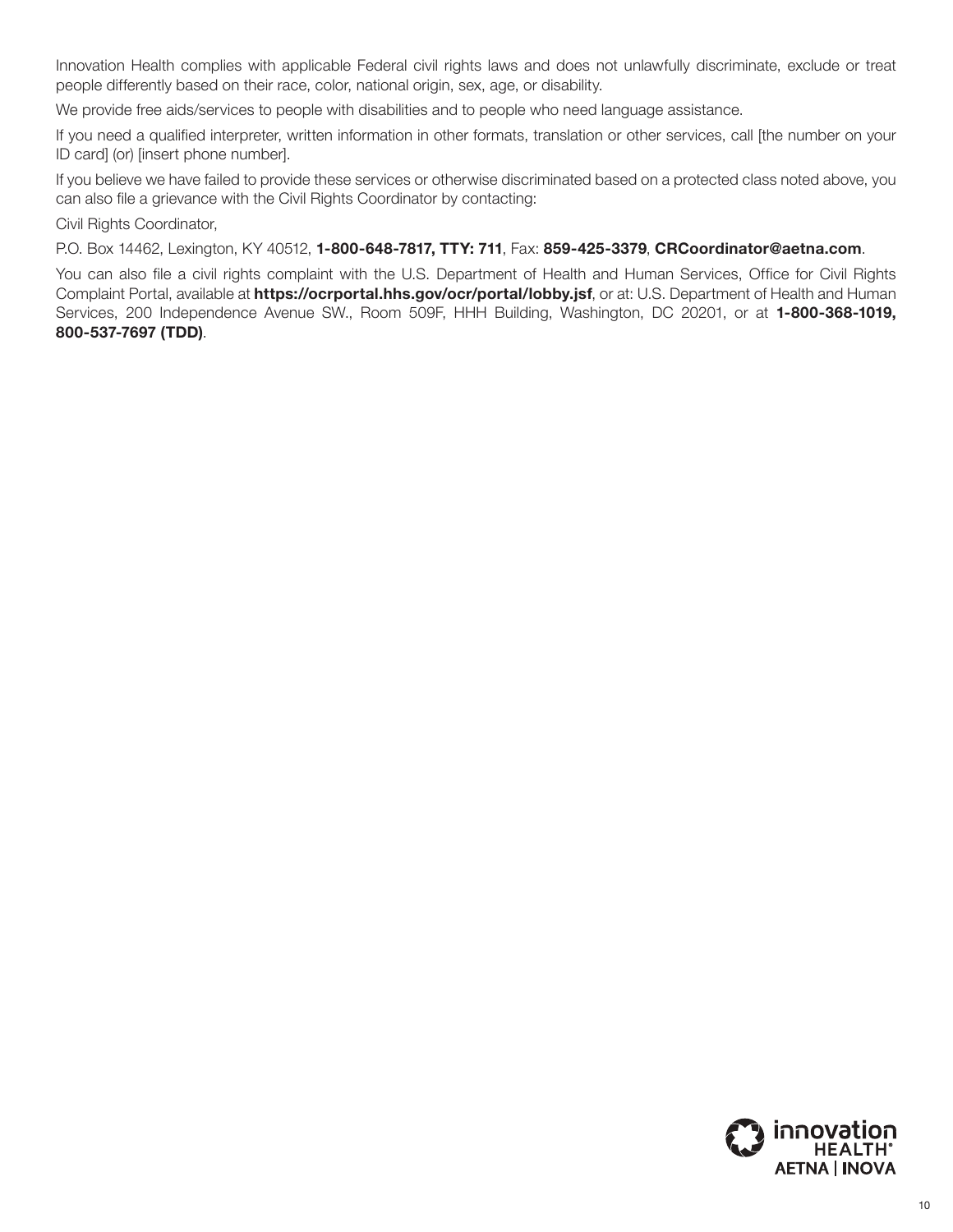Innovation Health complies with applicable Federal civil rights laws and does not unlawfully discriminate, exclude or treat people differently based on their race, color, national origin, sex, age, or disability.

We provide free aids/services to people with disabilities and to people who need language assistance.

If you need a qualified interpreter, written information in other formats, translation or other services, call [the number on your ID card] (or) [insert phone number].

If you believe we have failed to provide these services or otherwise discriminated based on a protected class noted above, you can also file a grievance with the Civil Rights Coordinator by contacting:

Civil Rights Coordinator,

P.O. Box 14462, Lexington, KY 40512, **1-800-648-7817, TTY: 711**, Fax: **859-425-3379**, **CRCoordinator@aetna.com**.

You can also file a civil rights complaint with the U.S. Department of Health and Human Services, Office for Civil Rights Complaint Portal, available at **https://ocrportal.hhs.gov/ocr/portal/lobby.jsf**, or at: U.S. Department of Health and Human Services, 200 Independence Avenue SW., Room 509F, HHH Building, Washington, DC 20201, or at **1-800-368-1019, 800-537-7697 (TDD)**.

innovation HEALTH®
AETNA | INOVA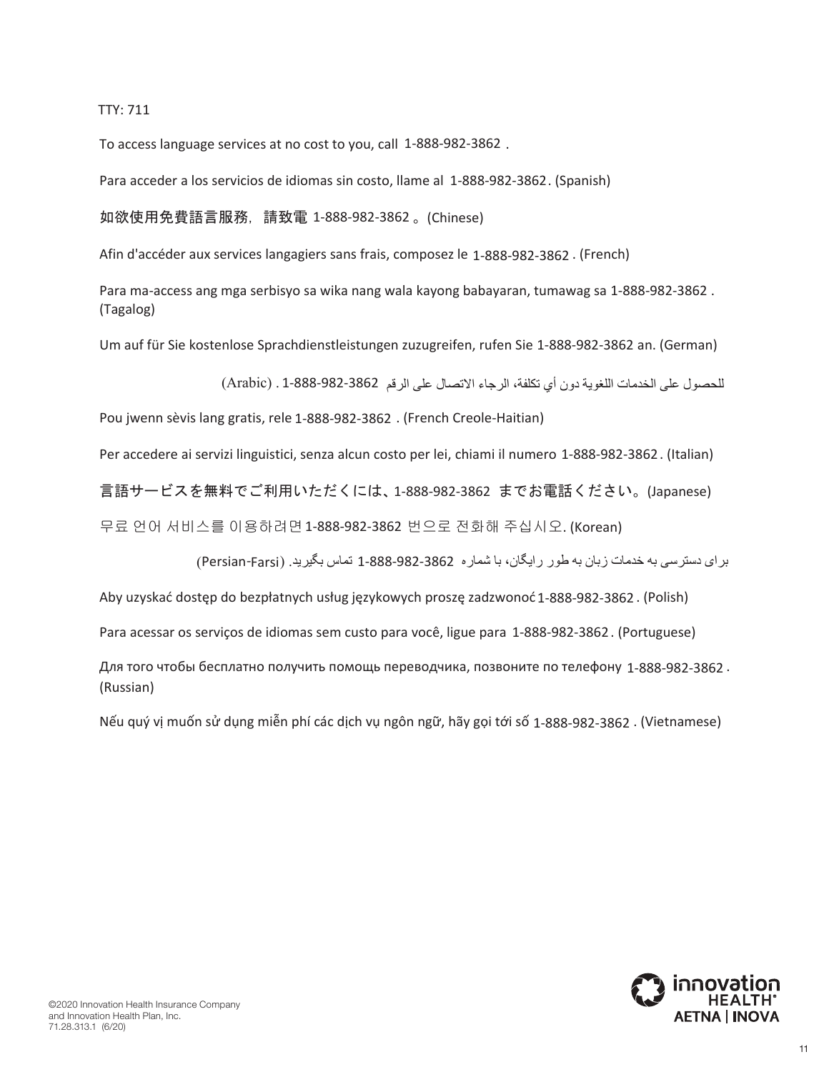TTY: 711

To access language services at no cost to you, call 1-888-982-3862 .

Para acceder a los servicios de idiomas sin costo, llame al 1-888-982-3862. (Spanish)

如欲使用免費語言服務，請致電 1-888-982-3862。(Chinese)

Afin d'accéder aux services langagiers sans frais, composez le 1-888-982-3862 . (French)

Para ma-access ang mga serbisyo sa wika nang wala kayong babayaran, tumawag sa 1-888-982-3862 . (Tagalog)

Um auf für Sie kostenlose Sprachdienstleistungen zuzugreifen, rufen Sie 1-888-982-3862 an. (German)

للحصول على الخدمات اللغوية دون أي تكلفة، الرجاء الاتصال على الرقم 1-888-982-3862 . (Arabic)

Pou jwenn sèvis lang gratis, rele 1-888-982-3862 . (French Creole-Haitian)

Per accedere ai servizi linguistici, senza alcun costo per lei, chiami il numero 1-888-982-3862. (Italian)

言語サービスを無料でご利用いただくには、1-888-982-3862 までお電話ください。(Japanese)

무료 언어 서비스를 이용하려면 1-888-982-3862 번으로 전화해 주십시오. (Korean)

برای دسترسی به خدمات زبان به طور رایگان، با شماره 1-888-982-3862 تماس بگیرید. (Persian-Farsi)

Aby uzyskać dostęp do bezpłatnych usług językowych proszę zadzwonoć 1-888-982-3862 . (Polish)

Para acessar os serviços de idiomas sem custo para você, ligue para 1-888-982-3862. (Portuguese)

Для того чтобы бесплатно получить помощь переводчика, позвоните по телефону 1-888-982-3862 . (Russian)

Nếu quý vị muốn sử dụng miễn phí các dịch vụ ngôn ngữ, hãy gọi tới số 1-888-982-3862 . (Vietnamese)

©2020 Innovation Health Insurance Company and Innovation Health Plan, Inc.
71.28.313.1 (6/20)

innovation HEALTH® AETNA | INOVA